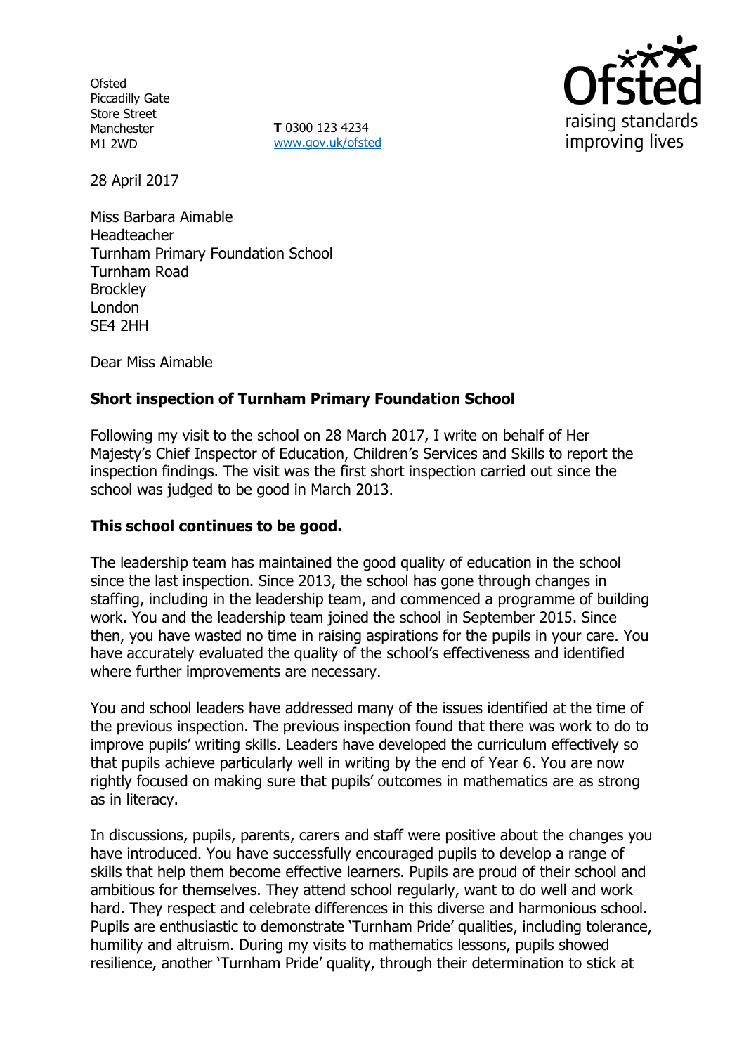Ofsted
Piccadilly Gate
Store Street
Manchester
M1 2WD

**T** 0300 123 4234
www.gov.uk/ofsted

28 April 2017

Miss Barbara Aimable
Headteacher
Turnham Primary Foundation School
Turnham Road
Brockley
London
SE4 2HH

Dear Miss Aimable

**Short inspection of Turnham Primary Foundation School**

Following my visit to the school on 28 March 2017, I write on behalf of Her Majesty's Chief Inspector of Education, Children's Services and Skills to report the inspection findings. The visit was the first short inspection carried out since the school was judged to be good in March 2013.

**This school continues to be good.**

The leadership team has maintained the good quality of education in the school since the last inspection. Since 2013, the school has gone through changes in staffing, including in the leadership team, and commenced a programme of building work. You and the leadership team joined the school in September 2015. Since then, you have wasted no time in raising aspirations for the pupils in your care. You have accurately evaluated the quality of the school's effectiveness and identified where further improvements are necessary.

You and school leaders have addressed many of the issues identified at the time of the previous inspection. The previous inspection found that there was work to do to improve pupils' writing skills. Leaders have developed the curriculum effectively so that pupils achieve particularly well in writing by the end of Year 6. You are now rightly focused on making sure that pupils' outcomes in mathematics are as strong as in literacy.

In discussions, pupils, parents, carers and staff were positive about the changes you have introduced. You have successfully encouraged pupils to develop a range of skills that help them become effective learners. Pupils are proud of their school and ambitious for themselves. They attend school regularly, want to do well and work hard. They respect and celebrate differences in this diverse and harmonious school. Pupils are enthusiastic to demonstrate 'Turnham Pride' qualities, including tolerance, humility and altruism. During my visits to mathematics lessons, pupils showed resilience, another 'Turnham Pride' quality, through their determination to stick at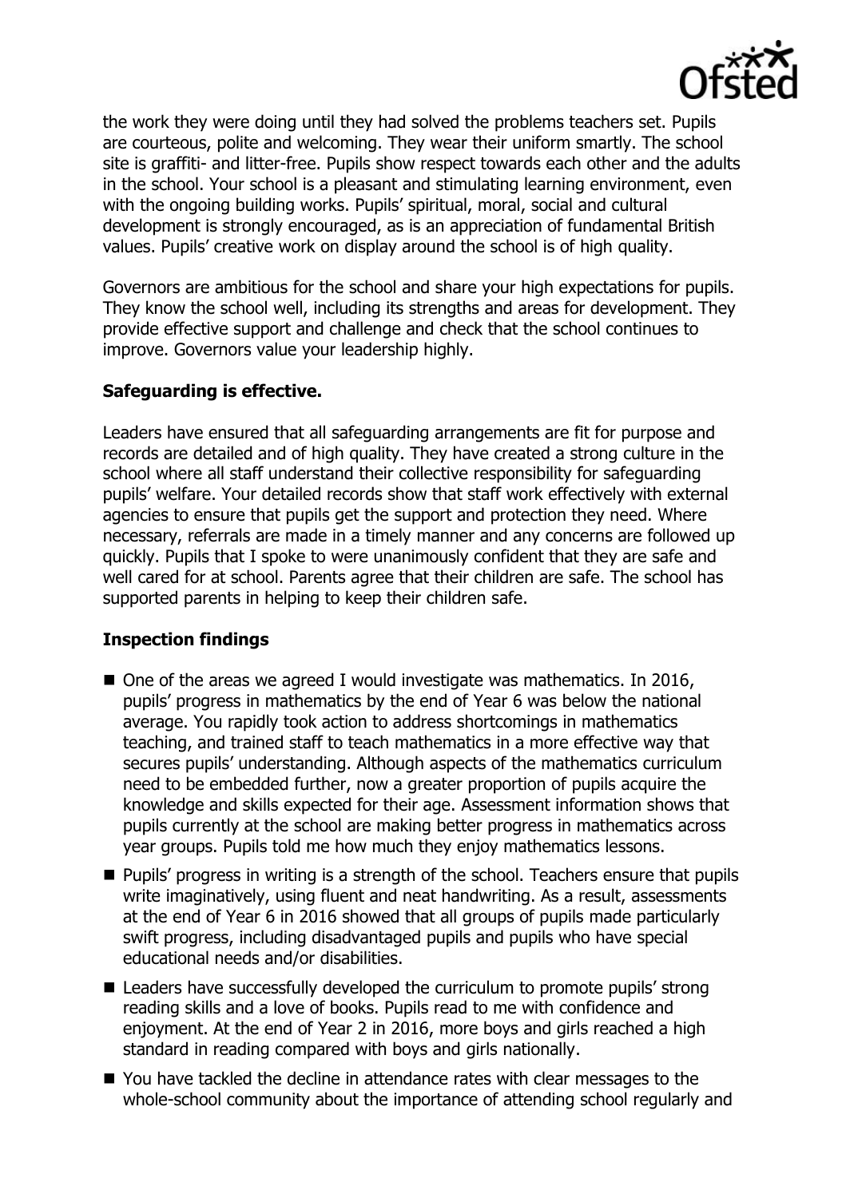the work they were doing until they had solved the problems teachers set. Pupils are courteous, polite and welcoming. They wear their uniform smartly. The school site is graffiti- and litter-free. Pupils show respect towards each other and the adults in the school. Your school is a pleasant and stimulating learning environment, even with the ongoing building works. Pupils' spiritual, moral, social and cultural development is strongly encouraged, as is an appreciation of fundamental British values. Pupils' creative work on display around the school is of high quality.

Governors are ambitious for the school and share your high expectations for pupils. They know the school well, including its strengths and areas for development. They provide effective support and challenge and check that the school continues to improve. Governors value your leadership highly.

## Safeguarding is effective.

Leaders have ensured that all safeguarding arrangements are fit for purpose and records are detailed and of high quality. They have created a strong culture in the school where all staff understand their collective responsibility for safeguarding pupils' welfare. Your detailed records show that staff work effectively with external agencies to ensure that pupils get the support and protection they need. Where necessary, referrals are made in a timely manner and any concerns are followed up quickly. Pupils that I spoke to were unanimously confident that they are safe and well cared for at school. Parents agree that their children are safe. The school has supported parents in helping to keep their children safe.

## Inspection findings

- One of the areas we agreed I would investigate was mathematics. In 2016, pupils' progress in mathematics by the end of Year 6 was below the national average. You rapidly took action to address shortcomings in mathematics teaching, and trained staff to teach mathematics in a more effective way that secures pupils' understanding. Although aspects of the mathematics curriculum need to be embedded further, now a greater proportion of pupils acquire the knowledge and skills expected for their age. Assessment information shows that pupils currently at the school are making better progress in mathematics across year groups. Pupils told me how much they enjoy mathematics lessons.
- Pupils' progress in writing is a strength of the school. Teachers ensure that pupils write imaginatively, using fluent and neat handwriting. As a result, assessments at the end of Year 6 in 2016 showed that all groups of pupils made particularly swift progress, including disadvantaged pupils and pupils who have special educational needs and/or disabilities.
- Leaders have successfully developed the curriculum to promote pupils' strong reading skills and a love of books. Pupils read to me with confidence and enjoyment. At the end of Year 2 in 2016, more boys and girls reached a high standard in reading compared with boys and girls nationally.
- You have tackled the decline in attendance rates with clear messages to the whole-school community about the importance of attending school regularly and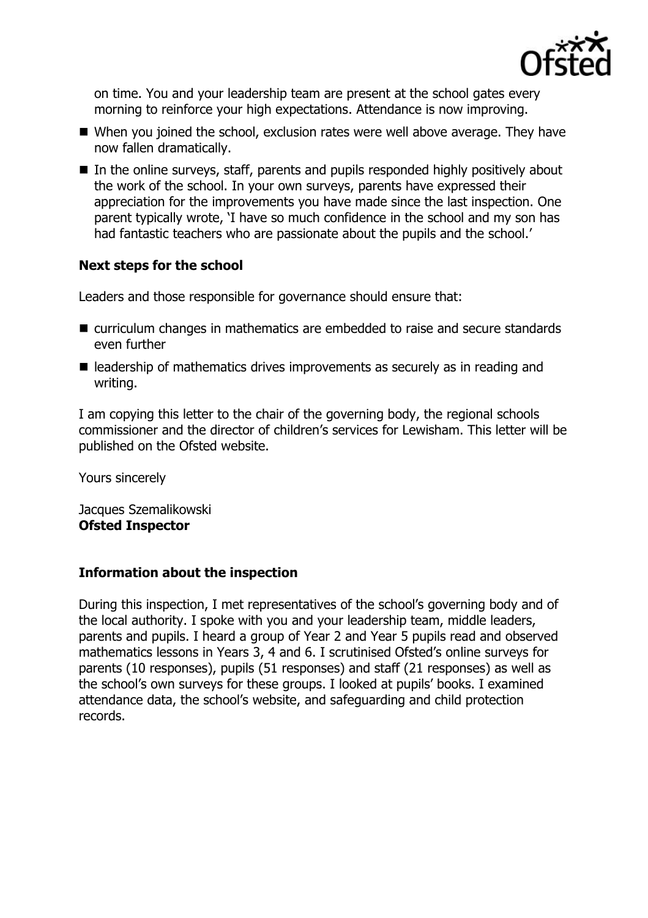on time. You and your leadership team are present at the school gates every morning to reinforce your high expectations. Attendance is now improving.

- When you joined the school, exclusion rates were well above average. They have now fallen dramatically.
- In the online surveys, staff, parents and pupils responded highly positively about the work of the school. In your own surveys, parents have expressed their appreciation for the improvements you have made since the last inspection. One parent typically wrote, 'I have so much confidence in the school and my son has had fantastic teachers who are passionate about the pupils and the school.'

## Next steps for the school

Leaders and those responsible for governance should ensure that:

- curriculum changes in mathematics are embedded to raise and secure standards even further
- leadership of mathematics drives improvements as securely as in reading and writing.

I am copying this letter to the chair of the governing body, the regional schools commissioner and the director of children's services for Lewisham. This letter will be published on the Ofsted website.

Yours sincerely

Jacques Szemalikowski
**Ofsted Inspector**

## Information about the inspection

During this inspection, I met representatives of the school's governing body and of the local authority. I spoke with you and your leadership team, middle leaders, parents and pupils. I heard a group of Year 2 and Year 5 pupils read and observed mathematics lessons in Years 3, 4 and 6. I scrutinised Ofsted's online surveys for parents (10 responses), pupils (51 responses) and staff (21 responses) as well as the school's own surveys for these groups. I looked at pupils' books. I examined attendance data, the school's website, and safeguarding and child protection records.